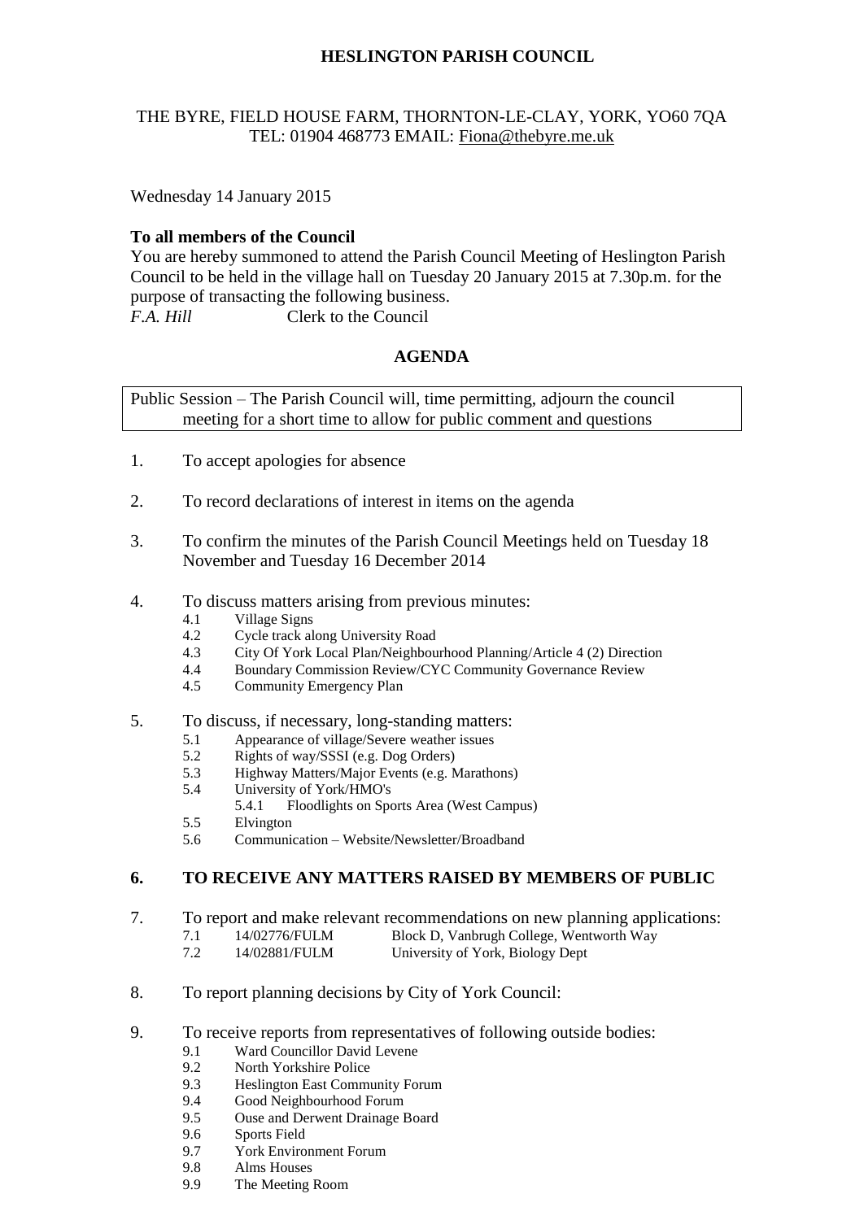# HESLINGTON PARISH COUNCIL

THE BYRE, FIELD HOUSE FARM, THORNTON-LE-CLAY, YORK, YO60 7QA
TEL: 01904 468773 EMAIL: Fiona@thebyre.me.uk

Wednesday 14 January 2015

**To all members of the Council**
You are hereby summoned to attend the Parish Council Meeting of Heslington Parish Council to be held in the village hall on Tuesday 20 January 2015 at 7.30p.m. for the purpose of transacting the following business.
*F.A. Hill* Clerk to the Council

## AGENDA

Public Session – The Parish Council will, time permitting, adjourn the council meeting for a short time to allow for public comment and questions

1. To accept apologies for absence

2. To record declarations of interest in items on the agenda

3. To confirm the minutes of the Parish Council Meetings held on Tuesday 18 November and Tuesday 16 December 2014

4. To discuss matters arising from previous minutes:
   - 4.1 Village Signs
   - 4.2 Cycle track along University Road
   - 4.3 City Of York Local Plan/Neighbourhood Planning/Article 4 (2) Direction
   - 4.4 Boundary Commission Review/CYC Community Governance Review
   - 4.5 Community Emergency Plan

5. To discuss, if necessary, long-standing matters:
   - 5.1 Appearance of village/Severe weather issues
   - 5.2 Rights of way/SSSI (e.g. Dog Orders)
   - 5.3 Highway Matters/Major Events (e.g. Marathons)
   - 5.4 University of York/HMO's
     - 5.4.1 Floodlights on Sports Area (West Campus)
   - 5.5 Elvington
   - 5.6 Communication – Website/Newsletter/Broadband

6. **TO RECEIVE ANY MATTERS RAISED BY MEMBERS OF PUBLIC**

7. To report and make relevant recommendations on new planning applications:
   - 7.1 14/02776/FULM Block D, Vanbrugh College, Wentworth Way
   - 7.2 14/02881/FULM University of York, Biology Dept

8. To report planning decisions by City of York Council:

9. To receive reports from representatives of following outside bodies:
   - 9.1 Ward Councillor David Levene
   - 9.2 North Yorkshire Police
   - 9.3 Heslington East Community Forum
   - 9.4 Good Neighbourhood Forum
   - 9.5 Ouse and Derwent Drainage Board
   - 9.6 Sports Field
   - 9.7 York Environment Forum
   - 9.8 Alms Houses
   - 9.9 The Meeting Room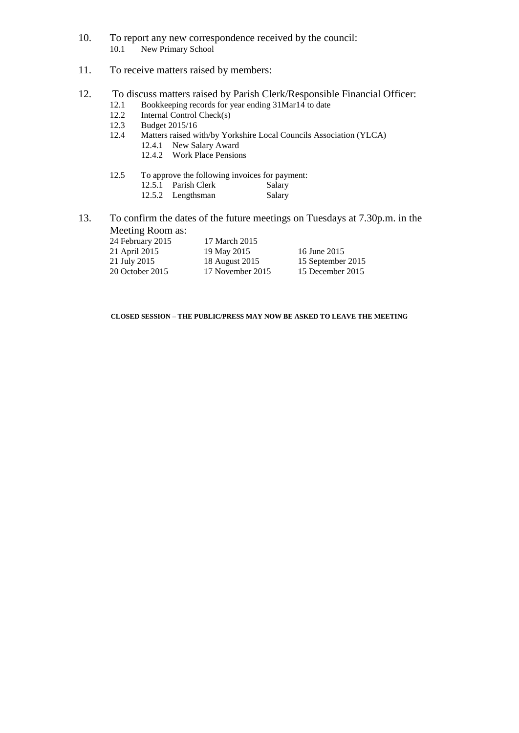10. To report any new correspondence received by the council:
    - 10.1 New Primary School

11. To receive matters raised by members:

12. To discuss matters raised by Parish Clerk/Responsible Financial Officer:
    - 12.1 Bookkeeping records for year ending 31Mar14 to date
    - 12.2 Internal Control Check(s)
    - 12.3 Budget 2015/16
    - 12.4 Matters raised with/by Yorkshire Local Councils Association (YLCA)
        - 12.4.1 New Salary Award
        - 12.4.2 Work Place Pensions
    - 12.5 To approve the following invoices for payment:
        - 12.5.1 Parish Clerk Salary
        - 12.5.2 Lengthsman Salary

13. To confirm the dates of the future meetings on Tuesdays at 7.30p.m. in the Meeting Room as:

| | | |
|---|---|---|
| 24 February 2015 | 17 March 2015 | |
| 21 April 2015 | 19 May 2015 | 16 June 2015 |
| 21 July 2015 | 18 August 2015 | 15 September 2015 |
| 20 October 2015 | 17 November 2015 | 15 December 2015 |

**CLOSED SESSION – THE PUBLIC/PRESS MAY NOW BE ASKED TO LEAVE THE MEETING**